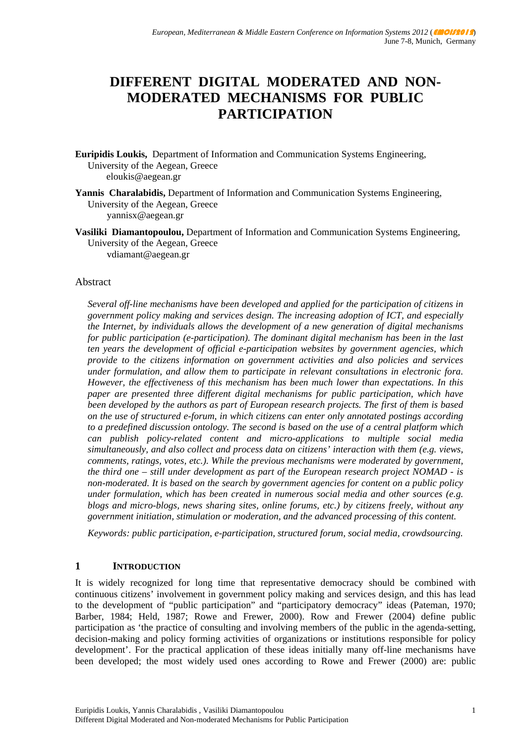# DIFFERENT DIGITAL MODERATED AND NON-MODERATED MECHANISMS FOR PUBLIC PARTICIPATION

**Euripidis Loukis,** Department of Information and Communication Systems Engineering, University of the Aegean, Greece
eloukis@aegean.gr

**Yannis Charalabidis,** Department of Information and Communication Systems Engineering, University of the Aegean, Greece
yannisx@aegean.gr

**Vasiliki Diamantopoulou,** Department of Information and Communication Systems Engineering, University of the Aegean, Greece
vdiamant@aegean.gr

## Abstract

*Several off-line mechanisms have been developed and applied for the participation of citizens in government policy making and services design. The increasing adoption of ICT, and especially the Internet, by individuals allows the development of a new generation of digital mechanisms for public participation (e-participation). The dominant digital mechanism has been in the last ten years the development of official e-participation websites by government agencies, which provide to the citizens information on government activities and also policies and services under formulation, and allow them to participate in relevant consultations in electronic fora. However, the effectiveness of this mechanism has been much lower than expectations. In this paper are presented three different digital mechanisms for public participation, which have been developed by the authors as part of European research projects. The first of them is based on the use of structured e-forum, in which citizens can enter only annotated postings according to a predefined discussion ontology. The second is based on the use of a central platform which can publish policy-related content and micro-applications to multiple social media simultaneously, and also collect and process data on citizens' interaction with them (e.g. views, comments, ratings, votes, etc.). While the previous mechanisms were moderated by government, the third one – still under development as part of the European research project NOMAD - is non-moderated. It is based on the search by government agencies for content on a public policy under formulation, which has been created in numerous social media and other sources (e.g. blogs and micro-blogs, news sharing sites, online forums, etc.) by citizens freely, without any government initiation, stimulation or moderation, and the advanced processing of this content.*

*Keywords: public participation, e-participation, structured forum, social media, crowdsourcing.*

## 1 INTRODUCTION

It is widely recognized for long time that representative democracy should be combined with continuous citizens' involvement in government policy making and services design, and this has lead to the development of "public participation" and "participatory democracy" ideas (Pateman, 1970; Barber, 1984; Held, 1987; Rowe and Frewer, 2000). Row and Frewer (2004) define public participation as 'the practice of consulting and involving members of the public in the agenda-setting, decision-making and policy forming activities of organizations or institutions responsible for policy development'. For the practical application of these ideas initially many off-line mechanisms have been developed; the most widely used ones according to Rowe and Frewer (2000) are: public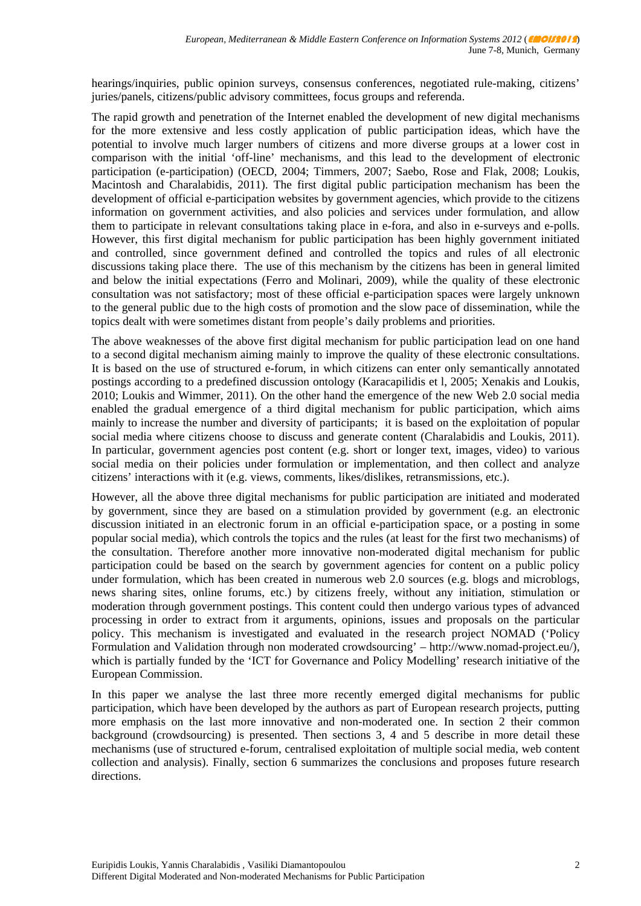hearings/inquiries, public opinion surveys, consensus conferences, negotiated rule-making, citizens' juries/panels, citizens/public advisory committees, focus groups and referenda.

The rapid growth and penetration of the Internet enabled the development of new digital mechanisms for the more extensive and less costly application of public participation ideas, which have the potential to involve much larger numbers of citizens and more diverse groups at a lower cost in comparison with the initial 'off-line' mechanisms, and this lead to the development of electronic participation (e-participation) (OECD, 2004; Timmers, 2007; Saebo, Rose and Flak, 2008; Loukis, Macintosh and Charalabidis, 2011). The first digital public participation mechanism has been the development of official e-participation websites by government agencies, which provide to the citizens information on government activities, and also policies and services under formulation, and allow them to participate in relevant consultations taking place in e-fora, and also in e-surveys and e-polls. However, this first digital mechanism for public participation has been highly government initiated and controlled, since government defined and controlled the topics and rules of all electronic discussions taking place there. The use of this mechanism by the citizens has been in general limited and below the initial expectations (Ferro and Molinari, 2009), while the quality of these electronic consultation was not satisfactory; most of these official e-participation spaces were largely unknown to the general public due to the high costs of promotion and the slow pace of dissemination, while the topics dealt with were sometimes distant from people's daily problems and priorities.

The above weaknesses of the above first digital mechanism for public participation lead on one hand to a second digital mechanism aiming mainly to improve the quality of these electronic consultations. It is based on the use of structured e-forum, in which citizens can enter only semantically annotated postings according to a predefined discussion ontology (Karacapilidis et l, 2005; Xenakis and Loukis, 2010; Loukis and Wimmer, 2011). On the other hand the emergence of the new Web 2.0 social media enabled the gradual emergence of a third digital mechanism for public participation, which aims mainly to increase the number and diversity of participants; it is based on the exploitation of popular social media where citizens choose to discuss and generate content (Charalabidis and Loukis, 2011). In particular, government agencies post content (e.g. short or longer text, images, video) to various social media on their policies under formulation or implementation, and then collect and analyze citizens' interactions with it (e.g. views, comments, likes/dislikes, retransmissions, etc.).

However, all the above three digital mechanisms for public participation are initiated and moderated by government, since they are based on a stimulation provided by government (e.g. an electronic discussion initiated in an electronic forum in an official e-participation space, or a posting in some popular social media), which controls the topics and the rules (at least for the first two mechanisms) of the consultation. Therefore another more innovative non-moderated digital mechanism for public participation could be based on the search by government agencies for content on a public policy under formulation, which has been created in numerous web 2.0 sources (e.g. blogs and microblogs, news sharing sites, online forums, etc.) by citizens freely, without any initiation, stimulation or moderation through government postings. This content could then undergo various types of advanced processing in order to extract from it arguments, opinions, issues and proposals on the particular policy. This mechanism is investigated and evaluated in the research project NOMAD ('Policy Formulation and Validation through non moderated crowdsourcing' – http://www.nomad-project.eu/), which is partially funded by the 'ICT for Governance and Policy Modelling' research initiative of the European Commission.

In this paper we analyse the last three more recently emerged digital mechanisms for public participation, which have been developed by the authors as part of European research projects, putting more emphasis on the last more innovative and non-moderated one. In section 2 their common background (crowdsourcing) is presented. Then sections 3, 4 and 5 describe in more detail these mechanisms (use of structured e-forum, centralised exploitation of multiple social media, web content collection and analysis). Finally, section 6 summarizes the conclusions and proposes future research directions.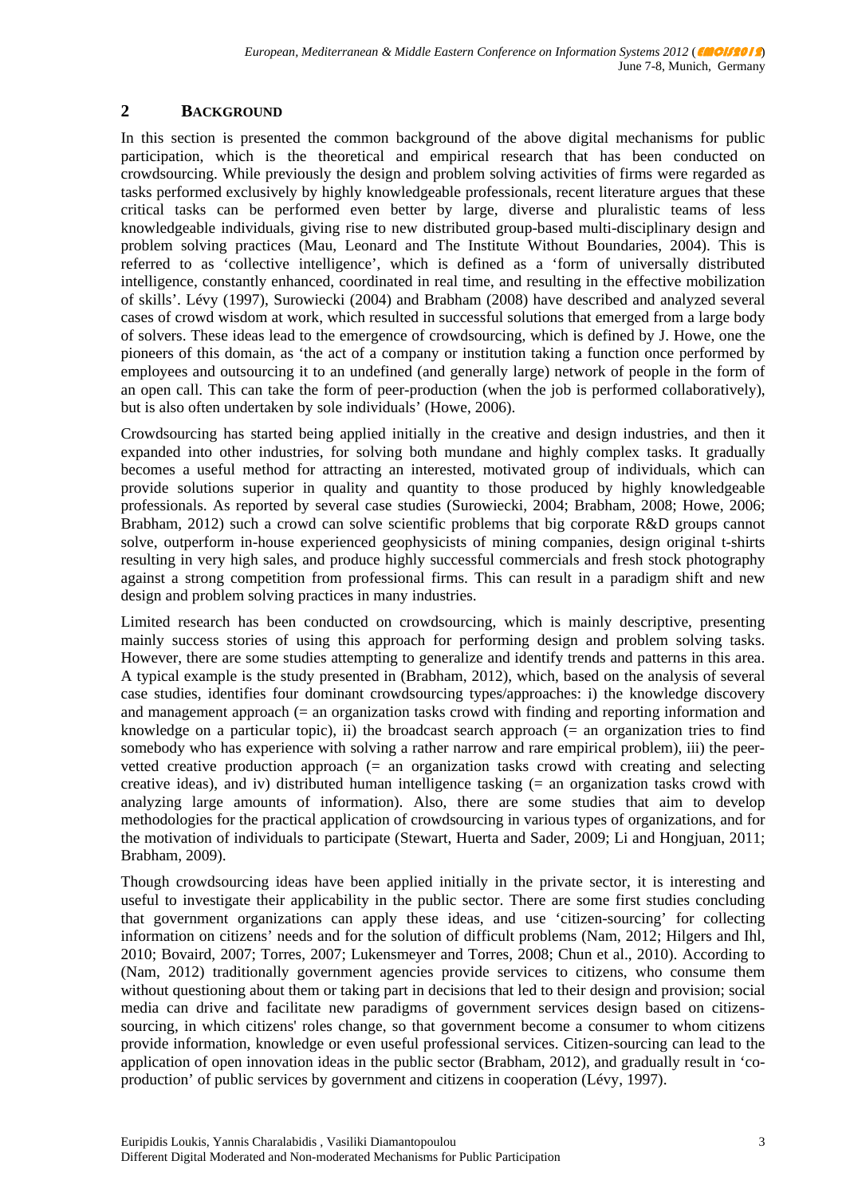## 2 BACKGROUND

In this section is presented the common background of the above digital mechanisms for public participation, which is the theoretical and empirical research that has been conducted on crowdsourcing. While previously the design and problem solving activities of firms were regarded as tasks performed exclusively by highly knowledgeable professionals, recent literature argues that these critical tasks can be performed even better by large, diverse and pluralistic teams of less knowledgeable individuals, giving rise to new distributed group-based multi-disciplinary design and problem solving practices (Mau, Leonard and The Institute Without Boundaries, 2004). This is referred to as 'collective intelligence', which is defined as a 'form of universally distributed intelligence, constantly enhanced, coordinated in real time, and resulting in the effective mobilization of skills'. Lévy (1997), Surowiecki (2004) and Brabham (2008) have described and analyzed several cases of crowd wisdom at work, which resulted in successful solutions that emerged from a large body of solvers. These ideas lead to the emergence of crowdsourcing, which is defined by J. Howe, one the pioneers of this domain, as 'the act of a company or institution taking a function once performed by employees and outsourcing it to an undefined (and generally large) network of people in the form of an open call. This can take the form of peer-production (when the job is performed collaboratively), but is also often undertaken by sole individuals' (Howe, 2006).

Crowdsourcing has started being applied initially in the creative and design industries, and then it expanded into other industries, for solving both mundane and highly complex tasks. It gradually becomes a useful method for attracting an interested, motivated group of individuals, which can provide solutions superior in quality and quantity to those produced by highly knowledgeable professionals. As reported by several case studies (Surowiecki, 2004; Brabham, 2008; Howe, 2006; Brabham, 2012) such a crowd can solve scientific problems that big corporate R&D groups cannot solve, outperform in-house experienced geophysicists of mining companies, design original t-shirts resulting in very high sales, and produce highly successful commercials and fresh stock photography against a strong competition from professional firms. This can result in a paradigm shift and new design and problem solving practices in many industries.

Limited research has been conducted on crowdsourcing, which is mainly descriptive, presenting mainly success stories of using this approach for performing design and problem solving tasks. However, there are some studies attempting to generalize and identify trends and patterns in this area. A typical example is the study presented in (Brabham, 2012), which, based on the analysis of several case studies, identifies four dominant crowdsourcing types/approaches: i) the knowledge discovery and management approach (= an organization tasks crowd with finding and reporting information and knowledge on a particular topic), ii) the broadcast search approach (= an organization tries to find somebody who has experience with solving a rather narrow and rare empirical problem), iii) the peer-vetted creative production approach (= an organization tasks crowd with creating and selecting creative ideas), and iv) distributed human intelligence tasking (= an organization tasks crowd with analyzing large amounts of information). Also, there are some studies that aim to develop methodologies for the practical application of crowdsourcing in various types of organizations, and for the motivation of individuals to participate (Stewart, Huerta and Sader, 2009; Li and Hongjuan, 2011; Brabham, 2009).

Though crowdsourcing ideas have been applied initially in the private sector, it is interesting and useful to investigate their applicability in the public sector. There are some first studies concluding that government organizations can apply these ideas, and use 'citizen-sourcing' for collecting information on citizens' needs and for the solution of difficult problems (Nam, 2012; Hilgers and Ihl, 2010; Bovaird, 2007; Torres, 2007; Lukensmeyer and Torres, 2008; Chun et al., 2010). According to (Nam, 2012) traditionally government agencies provide services to citizens, who consume them without questioning about them or taking part in decisions that led to their design and provision; social media can drive and facilitate new paradigms of government services design based on citizens-sourcing, in which citizens' roles change, so that government become a consumer to whom citizens provide information, knowledge or even useful professional services. Citizen-sourcing can lead to the application of open innovation ideas in the public sector (Brabham, 2012), and gradually result in 'co-production' of public services by government and citizens in cooperation (Lévy, 1997).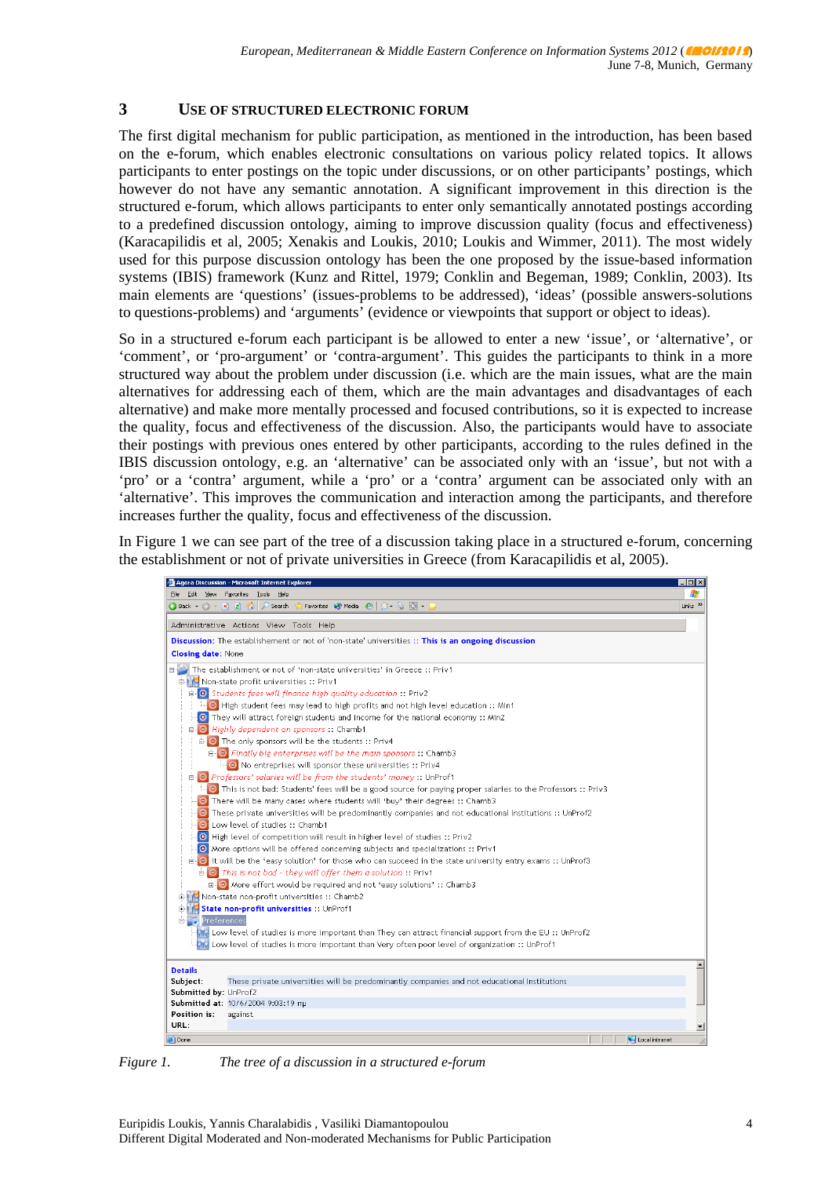## 3 USE OF STRUCTURED ELECTRONIC FORUM

The first digital mechanism for public participation, as mentioned in the introduction, has been based on the e-forum, which enables electronic consultations on various policy related topics. It allows participants to enter postings on the topic under discussions, or on other participants' postings, which however do not have any semantic annotation. A significant improvement in this direction is the structured e-forum, which allows participants to enter only semantically annotated postings according to a predefined discussion ontology, aiming to improve discussion quality (focus and effectiveness) (Karacapilidis et al, 2005; Xenakis and Loukis, 2010; Loukis and Wimmer, 2011). The most widely used for this purpose discussion ontology has been the one proposed by the issue-based information systems (IBIS) framework (Kunz and Rittel, 1979; Conklin and Begeman, 1989; Conklin, 2003). Its main elements are 'questions' (issues-problems to be addressed), 'ideas' (possible answers-solutions to questions-problems) and 'arguments' (evidence or viewpoints that support or object to ideas).

So in a structured e-forum each participant is be allowed to enter a new 'issue', or 'alternative', or 'comment', or 'pro-argument' or 'contra-argument'. This guides the participants to think in a more structured way about the problem under discussion (i.e. which are the main issues, what are the main alternatives for addressing each of them, which are the main advantages and disadvantages of each alternative) and make more mentally processed and focused contributions, so it is expected to increase the quality, focus and effectiveness of the discussion. Also, the participants would have to associate their postings with previous ones entered by other participants, according to the rules defined in the IBIS discussion ontology, e.g. an 'alternative' can be associated only with an 'issue', but not with a 'pro' or a 'contra' argument, while a 'pro' or a 'contra' argument can be associated only with an 'alternative'. This improves the communication and interaction among the participants, and therefore increases further the quality, focus and effectiveness of the discussion.

In Figure 1 we can see part of the tree of a discussion taking place in a structured e-forum, concerning the establishment or not of private universities in Greece (from Karacapilidis et al, 2005).

*Figure 1. The tree of a discussion in a structured e-forum*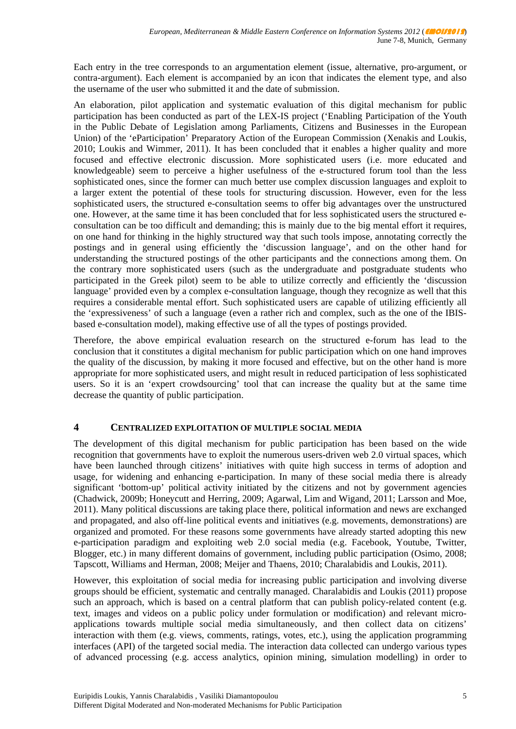Each entry in the tree corresponds to an argumentation element (issue, alternative, pro-argument, or contra-argument). Each element is accompanied by an icon that indicates the element type, and also the username of the user who submitted it and the date of submission.

An elaboration, pilot application and systematic evaluation of this digital mechanism for public participation has been conducted as part of the LEX-IS project ('Enabling Participation of the Youth in the Public Debate of Legislation among Parliaments, Citizens and Businesses in the European Union) of the 'eParticipation' Preparatory Action of the European Commission (Xenakis and Loukis, 2010; Loukis and Wimmer, 2011). It has been concluded that it enables a higher quality and more focused and effective electronic discussion. More sophisticated users (i.e. more educated and knowledgeable) seem to perceive a higher usefulness of the e-structured forum tool than the less sophisticated ones, since the former can much better use complex discussion languages and exploit to a larger extent the potential of these tools for structuring discussion. However, even for the less sophisticated users, the structured e-consultation seems to offer big advantages over the unstructured one. However, at the same time it has been concluded that for less sophisticated users the structured e-consultation can be too difficult and demanding; this is mainly due to the big mental effort it requires, on one hand for thinking in the highly structured way that such tools impose, annotating correctly the postings and in general using efficiently the 'discussion language', and on the other hand for understanding the structured postings of the other participants and the connections among them. On the contrary more sophisticated users (such as the undergraduate and postgraduate students who participated in the Greek pilot) seem to be able to utilize correctly and efficiently the 'discussion language' provided even by a complex e-consultation language, though they recognize as well that this requires a considerable mental effort. Such sophisticated users are capable of utilizing efficiently all the 'expressiveness' of such a language (even a rather rich and complex, such as the one of the IBIS-based e-consultation model), making effective use of all the types of postings provided.

Therefore, the above empirical evaluation research on the structured e-forum has lead to the conclusion that it constitutes a digital mechanism for public participation which on one hand improves the quality of the discussion, by making it more focused and effective, but on the other hand is more appropriate for more sophisticated users, and might result in reduced participation of less sophisticated users. So it is an 'expert crowdsourcing' tool that can increase the quality but at the same time decrease the quantity of public participation.

## 4 CENTRALIZED EXPLOITATION OF MULTIPLE SOCIAL MEDIA

The development of this digital mechanism for public participation has been based on the wide recognition that governments have to exploit the numerous users-driven web 2.0 virtual spaces, which have been launched through citizens' initiatives with quite high success in terms of adoption and usage, for widening and enhancing e-participation. In many of these social media there is already significant 'bottom-up' political activity initiated by the citizens and not by government agencies (Chadwick, 2009b; Honeycutt and Herring, 2009; Agarwal, Lim and Wigand, 2011; Larsson and Moe, 2011). Many political discussions are taking place there, political information and news are exchanged and propagated, and also off-line political events and initiatives (e.g. movements, demonstrations) are organized and promoted. For these reasons some governments have already started adopting this new e-participation paradigm and exploiting web 2.0 social media (e.g. Facebook, Youtube, Twitter, Blogger, etc.) in many different domains of government, including public participation (Osimo, 2008; Tapscott, Williams and Herman, 2008; Meijer and Thaens, 2010; Charalabidis and Loukis, 2011).

However, this exploitation of social media for increasing public participation and involving diverse groups should be efficient, systematic and centrally managed. Charalabidis and Loukis (2011) propose such an approach, which is based on a central platform that can publish policy-related content (e.g. text, images and videos on a public policy under formulation or modification) and relevant micro-applications towards multiple social media simultaneously, and then collect data on citizens' interaction with them (e.g. views, comments, ratings, votes, etc.), using the application programming interfaces (API) of the targeted social media. The interaction data collected can undergo various types of advanced processing (e.g. access analytics, opinion mining, simulation modelling) in order to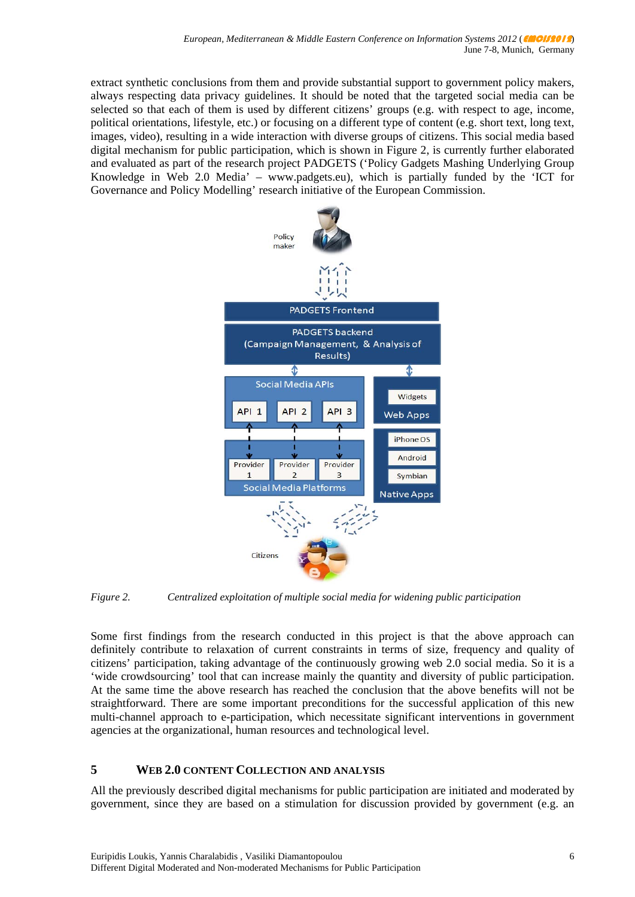extract synthetic conclusions from them and provide substantial support to government policy makers, always respecting data privacy guidelines. It should be noted that the targeted social media can be selected so that each of them is used by different citizens' groups (e.g. with respect to age, income, political orientations, lifestyle, etc.) or focusing on a different type of content (e.g. short text, long text, images, video), resulting in a wide interaction with diverse groups of citizens. This social media based digital mechanism for public participation, which is shown in Figure 2, is currently further elaborated and evaluated as part of the research project PADGETS ('Policy Gadgets Mashing Underlying Group Knowledge in Web 2.0 Media' – www.padgets.eu), which is partially funded by the 'ICT for Governance and Policy Modelling' research initiative of the European Commission.

*Figure 2. Centralized exploitation of multiple social media for widening public participation*

Some first findings from the research conducted in this project is that the above approach can definitely contribute to relaxation of current constraints in terms of size, frequency and quality of citizens' participation, taking advantage of the continuously growing web 2.0 social media. So it is a 'wide crowdsourcing' tool that can increase mainly the quantity and diversity of public participation. At the same time the above research has reached the conclusion that the above benefits will not be straightforward. There are some important preconditions for the successful application of this new multi-channel approach to e-participation, which necessitate significant interventions in government agencies at the organizational, human resources and technological level.

## 5 WEB 2.0 CONTENT COLLECTION AND ANALYSIS

All the previously described digital mechanisms for public participation are initiated and moderated by government, since they are based on a stimulation for discussion provided by government (e.g. an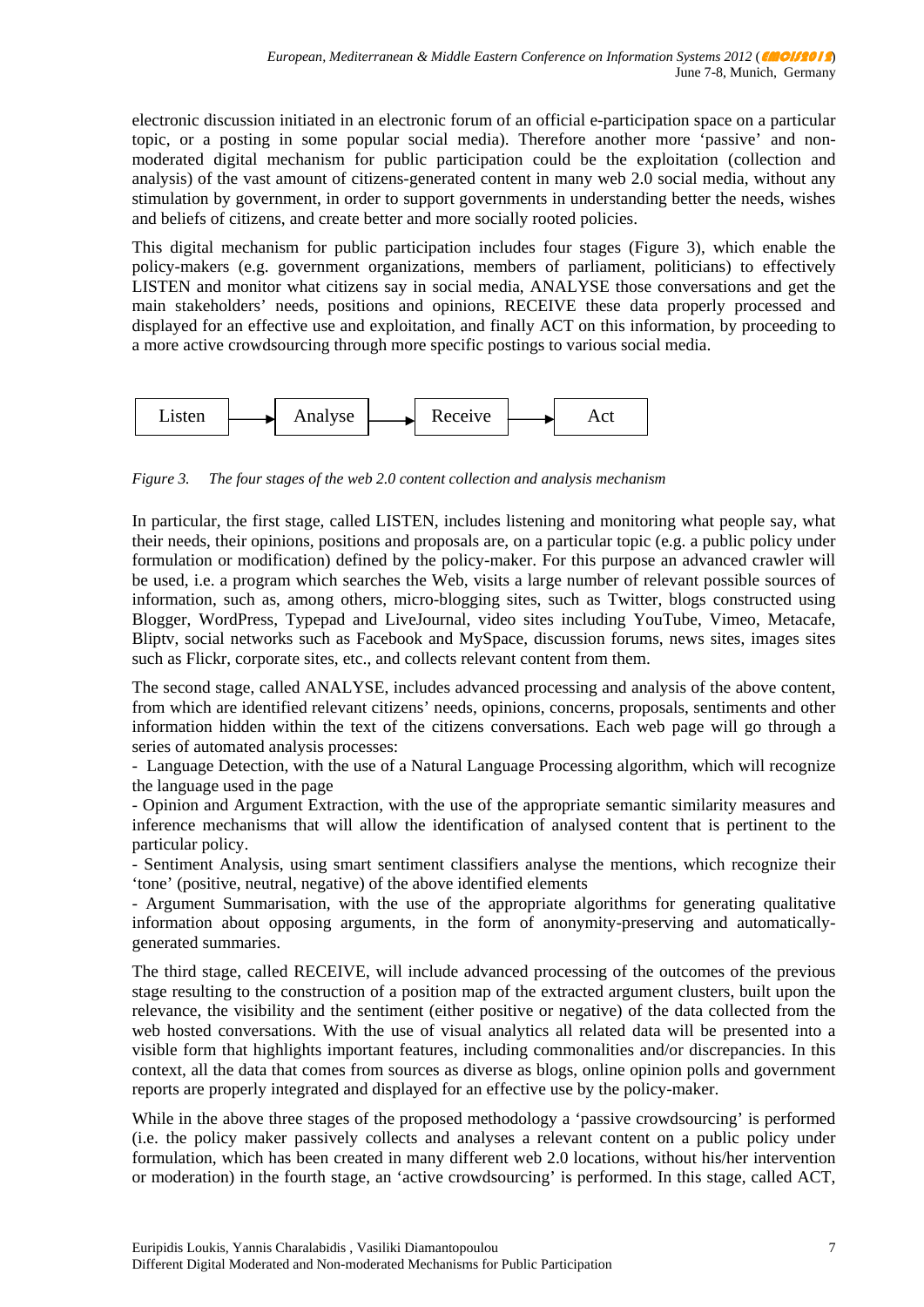electronic discussion initiated in an electronic forum of an official e-participation space on a particular topic, or a posting in some popular social media). Therefore another more 'passive' and non-moderated digital mechanism for public participation could be the exploitation (collection and analysis) of the vast amount of citizens-generated content in many web 2.0 social media, without any stimulation by government, in order to support governments in understanding better the needs, wishes and beliefs of citizens, and create better and more socially rooted policies.

This digital mechanism for public participation includes four stages (Figure 3), which enable the policy-makers (e.g. government organizations, members of parliament, politicians) to effectively LISTEN and monitor what citizens say in social media, ANALYSE those conversations and get the main stakeholders' needs, positions and opinions, RECEIVE these data properly processed and displayed for an effective use and exploitation, and finally ACT on this information, by proceeding to a more active crowdsourcing through more specific postings to various social media.

Listen → Analyse → Receive → Act

*Figure 3. The four stages of the web 2.0 content collection and analysis mechanism*

In particular, the first stage, called LISTEN, includes listening and monitoring what people say, what their needs, their opinions, positions and proposals are, on a particular topic (e.g. a public policy under formulation or modification) defined by the policy-maker. For this purpose an advanced crawler will be used, i.e. a program which searches the Web, visits a large number of relevant possible sources of information, such as, among others, micro-blogging sites, such as Twitter, blogs constructed using Blogger, WordPress, Typepad and LiveJournal, video sites including YouTube, Vimeo, Metacafe, Bliptv, social networks such as Facebook and MySpace, discussion forums, news sites, images sites such as Flickr, corporate sites, etc., and collects relevant content from them.

The second stage, called ANALYSE, includes advanced processing and analysis of the above content, from which are identified relevant citizens' needs, opinions, concerns, proposals, sentiments and other information hidden within the text of the citizens conversations. Each web page will go through a series of automated analysis processes:

- Language Detection, with the use of a Natural Language Processing algorithm, which will recognize the language used in the page
- Opinion and Argument Extraction, with the use of the appropriate semantic similarity measures and inference mechanisms that will allow the identification of analysed content that is pertinent to the particular policy.
- Sentiment Analysis, using smart sentiment classifiers analyse the mentions, which recognize their 'tone' (positive, neutral, negative) of the above identified elements
- Argument Summarisation, with the use of the appropriate algorithms for generating qualitative information about opposing arguments, in the form of anonymity-preserving and automatically-generated summaries.

The third stage, called RECEIVE, will include advanced processing of the outcomes of the previous stage resulting to the construction of a position map of the extracted argument clusters, built upon the relevance, the visibility and the sentiment (either positive or negative) of the data collected from the web hosted conversations. With the use of visual analytics all related data will be presented into a visible form that highlights important features, including commonalities and/or discrepancies. In this context, all the data that comes from sources as diverse as blogs, online opinion polls and government reports are properly integrated and displayed for an effective use by the policy-maker.

While in the above three stages of the proposed methodology a 'passive crowdsourcing' is performed (i.e. the policy maker passively collects and analyses a relevant content on a public policy under formulation, which has been created in many different web 2.0 locations, without his/her intervention or moderation) in the fourth stage, an 'active crowdsourcing' is performed. In this stage, called ACT,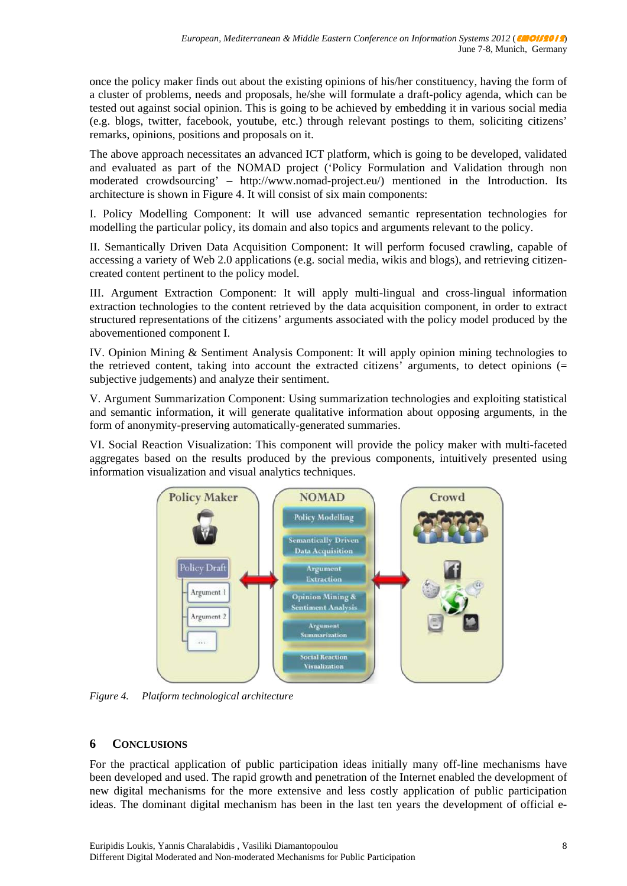once the policy maker finds out about the existing opinions of his/her constituency, having the form of a cluster of problems, needs and proposals, he/she will formulate a draft-policy agenda, which can be tested out against social opinion. This is going to be achieved by embedding it in various social media (e.g. blogs, twitter, facebook, youtube, etc.) through relevant postings to them, soliciting citizens' remarks, opinions, positions and proposals on it.

The above approach necessitates an advanced ICT platform, which is going to be developed, validated and evaluated as part of the NOMAD project ('Policy Formulation and Validation through non moderated crowdsourcing' – http://www.nomad-project.eu/) mentioned in the Introduction. Its architecture is shown in Figure 4. It will consist of six main components:

I. Policy Modelling Component: It will use advanced semantic representation technologies for modelling the particular policy, its domain and also topics and arguments relevant to the policy.

II. Semantically Driven Data Acquisition Component: It will perform focused crawling, capable of accessing a variety of Web 2.0 applications (e.g. social media, wikis and blogs), and retrieving citizen-created content pertinent to the policy model.

III. Argument Extraction Component: It will apply multi-lingual and cross-lingual information extraction technologies to the content retrieved by the data acquisition component, in order to extract structured representations of the citizens' arguments associated with the policy model produced by the abovementioned component I.

IV. Opinion Mining & Sentiment Analysis Component: It will apply opinion mining technologies to the retrieved content, taking into account the extracted citizens' arguments, to detect opinions (= subjective judgements) and analyze their sentiment.

V. Argument Summarization Component: Using summarization technologies and exploiting statistical and semantic information, it will generate qualitative information about opposing arguments, in the form of anonymity-preserving automatically-generated summaries.

VI. Social Reaction Visualization: This component will provide the policy maker with multi-faceted aggregates based on the results produced by the previous components, intuitively presented using information visualization and visual analytics techniques.

*Figure 4. Platform technological architecture*

## 6 CONCLUSIONS

For the practical application of public participation ideas initially many off-line mechanisms have been developed and used. The rapid growth and penetration of the Internet enabled the development of new digital mechanisms for the more extensive and less costly application of public participation ideas. The dominant digital mechanism has been in the last ten years the development of official e-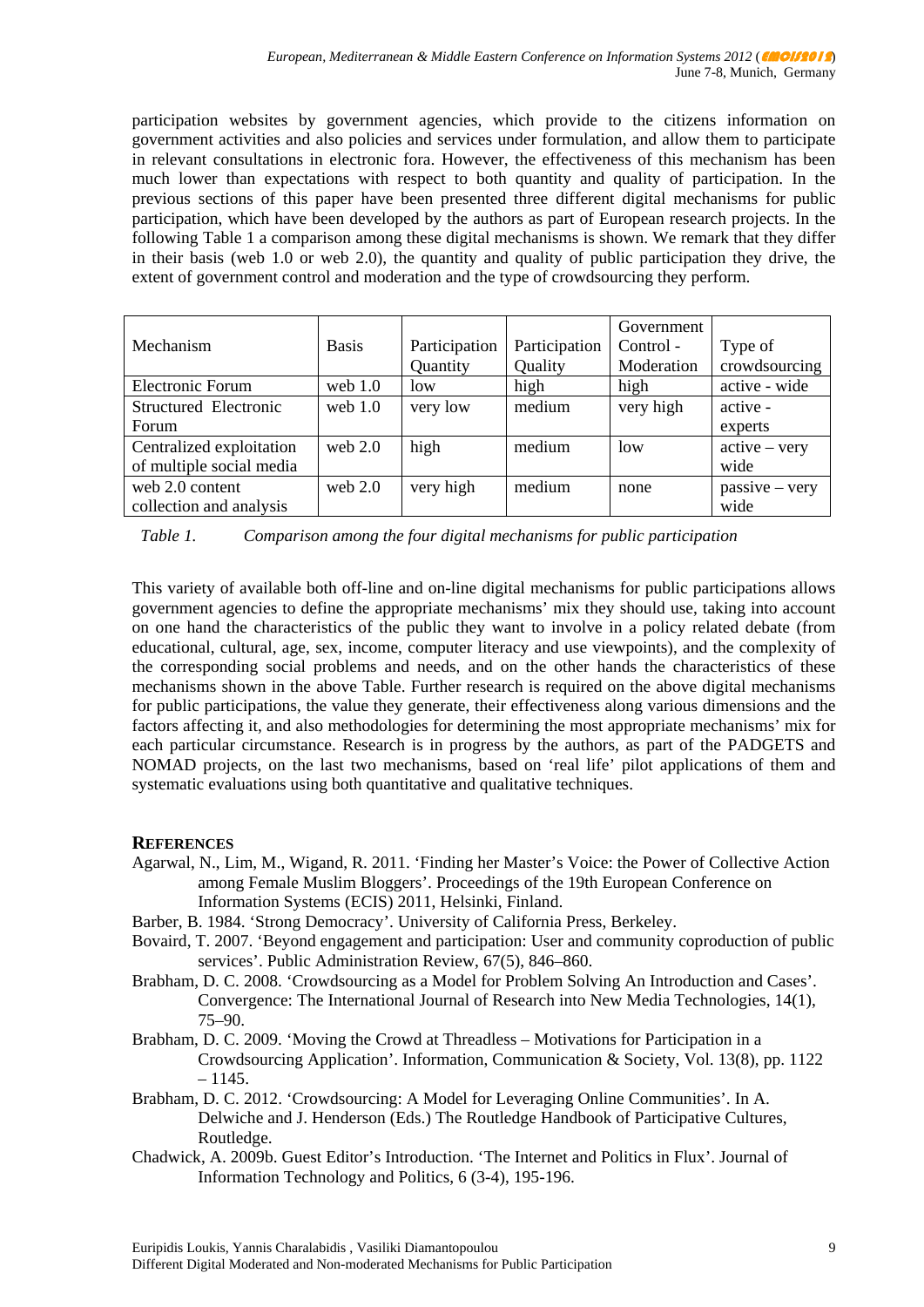participation websites by government agencies, which provide to the citizens information on government activities and also policies and services under formulation, and allow them to participate in relevant consultations in electronic fora. However, the effectiveness of this mechanism has been much lower than expectations with respect to both quantity and quality of participation. In the previous sections of this paper have been presented three different digital mechanisms for public participation, which have been developed by the authors as part of European research projects. In the following Table 1 a comparison among these digital mechanisms is shown. We remark that they differ in their basis (web 1.0 or web 2.0), the quantity and quality of public participation they drive, the extent of government control and moderation and the type of crowdsourcing they perform.

| Mechanism | Basis | Participation Quantity | Participation Quality | Government Control - Moderation | Type of crowdsourcing |
|---|---|---|---|---|---|
| Electronic Forum | web 1.0 | low | high | high | active - wide |
| Structured Electronic Forum | web 1.0 | very low | medium | very high | active - experts |
| Centralized exploitation of multiple social media | web 2.0 | high | medium | low | active – very wide |
| web 2.0 content collection and analysis | web 2.0 | very high | medium | none | passive – very wide |

*Table 1. Comparison among the four digital mechanisms for public participation*

This variety of available both off-line and on-line digital mechanisms for public participations allows government agencies to define the appropriate mechanisms' mix they should use, taking into account on one hand the characteristics of the public they want to involve in a policy related debate (from educational, cultural, age, sex, income, computer literacy and use viewpoints), and the complexity of the corresponding social problems and needs, and on the other hands the characteristics of these mechanisms shown in the above Table. Further research is required on the above digital mechanisms for public participations, the value they generate, their effectiveness along various dimensions and the factors affecting it, and also methodologies for determining the most appropriate mechanisms' mix for each particular circumstance. Research is in progress by the authors, as part of the PADGETS and NOMAD projects, on the last two mechanisms, based on 'real life' pilot applications of them and systematic evaluations using both quantitative and qualitative techniques.

## References

Agarwal, N., Lim, M., Wigand, R. 2011. 'Finding her Master's Voice: the Power of Collective Action among Female Muslim Bloggers'. Proceedings of the 19th European Conference on Information Systems (ECIS) 2011, Helsinki, Finland.

Barber, B. 1984. 'Strong Democracy'. University of California Press, Berkeley.

Bovaird, T. 2007. 'Beyond engagement and participation: User and community coproduction of public services'. Public Administration Review, 67(5), 846–860.

Brabham, D. C. 2008. 'Crowdsourcing as a Model for Problem Solving An Introduction and Cases'. Convergence: The International Journal of Research into New Media Technologies, 14(1), 75–90.

Brabham, D. C. 2009. 'Moving the Crowd at Threadless – Motivations for Participation in a Crowdsourcing Application'. Information, Communication & Society, Vol. 13(8), pp. 1122 – 1145.

Brabham, D. C. 2012. 'Crowdsourcing: A Model for Leveraging Online Communities'. In A. Delwiche and J. Henderson (Eds.) The Routledge Handbook of Participative Cultures, Routledge.

Chadwick, A. 2009b. Guest Editor's Introduction. 'The Internet and Politics in Flux'. Journal of Information Technology and Politics, 6 (3-4), 195-196.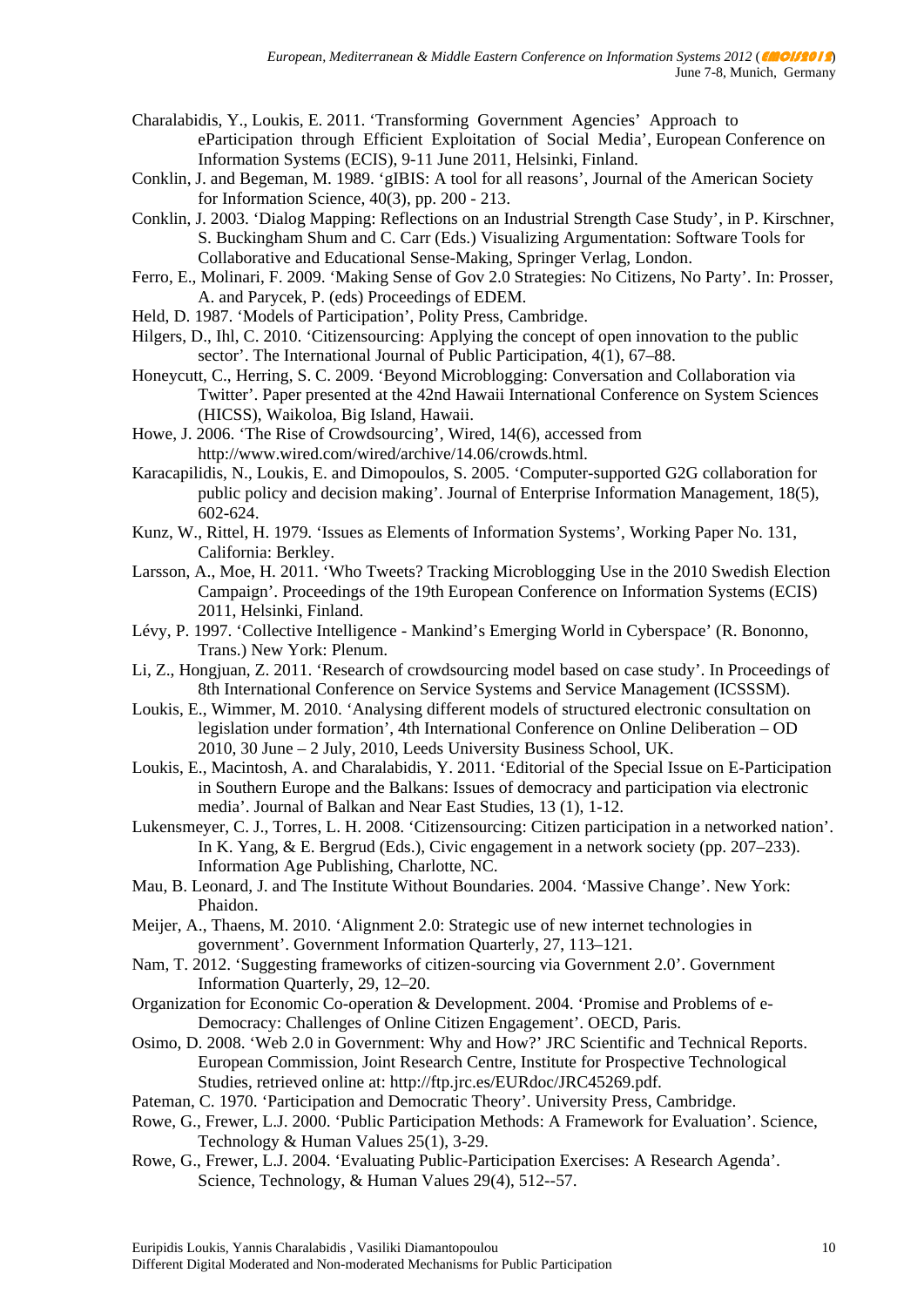Charalabidis, Y., Loukis, E. 2011. 'Transforming Government Agencies' Approach to eParticipation through Efficient Exploitation of Social Media', European Conference on Information Systems (ECIS), 9-11 June 2011, Helsinki, Finland.

Conklin, J. and Begeman, M. 1989. 'gIBIS: A tool for all reasons', Journal of the American Society for Information Science, 40(3), pp. 200 - 213.

Conklin, J. 2003. 'Dialog Mapping: Reflections on an Industrial Strength Case Study', in P. Kirschner, S. Buckingham Shum and C. Carr (Eds.) Visualizing Argumentation: Software Tools for Collaborative and Educational Sense-Making, Springer Verlag, London.

Ferro, E., Molinari, F. 2009. 'Making Sense of Gov 2.0 Strategies: No Citizens, No Party'. In: Prosser, A. and Parycek, P. (eds) Proceedings of EDEM.

Held, D. 1987. 'Models of Participation', Polity Press, Cambridge.

Hilgers, D., Ihl, C. 2010. 'Citizensourcing: Applying the concept of open innovation to the public sector'. The International Journal of Public Participation, 4(1), 67–88.

Honeycutt, C., Herring, S. C. 2009. 'Beyond Microblogging: Conversation and Collaboration via Twitter'. Paper presented at the 42nd Hawaii International Conference on System Sciences (HICSS), Waikoloa, Big Island, Hawaii.

Howe, J. 2006. 'The Rise of Crowdsourcing', Wired, 14(6), accessed from http://www.wired.com/wired/archive/14.06/crowds.html.

Karacapilidis, N., Loukis, E. and Dimopoulos, S. 2005. 'Computer-supported G2G collaboration for public policy and decision making'. Journal of Enterprise Information Management, 18(5), 602-624.

Kunz, W., Rittel, H. 1979. 'Issues as Elements of Information Systems', Working Paper No. 131, California: Berkley.

Larsson, A., Moe, H. 2011. 'Who Tweets? Tracking Microblogging Use in the 2010 Swedish Election Campaign'. Proceedings of the 19th European Conference on Information Systems (ECIS) 2011, Helsinki, Finland.

Lévy, P. 1997. 'Collective Intelligence - Mankind's Emerging World in Cyberspace' (R. Bononno, Trans.) New York: Plenum.

Li, Z., Hongjuan, Z. 2011. 'Research of crowdsourcing model based on case study'. In Proceedings of 8th International Conference on Service Systems and Service Management (ICSSSM).

Loukis, E., Wimmer, M. 2010. 'Analysing different models of structured electronic consultation on legislation under formation', 4th International Conference on Online Deliberation – OD 2010, 30 June – 2 July, 2010, Leeds University Business School, UK.

Loukis, E., Macintosh, A. and Charalabidis, Y. 2011. 'Editorial of the Special Issue on E-Participation in Southern Europe and the Balkans: Issues of democracy and participation via electronic media'. Journal of Balkan and Near East Studies, 13 (1), 1-12.

Lukensmeyer, C. J., Torres, L. H. 2008. 'Citizensourcing: Citizen participation in a networked nation'. In K. Yang, & E. Bergrud (Eds.), Civic engagement in a network society (pp. 207–233). Information Age Publishing, Charlotte, NC.

Mau, B. Leonard, J. and The Institute Without Boundaries. 2004. 'Massive Change'. New York: Phaidon.

Meijer, A., Thaens, M. 2010. 'Alignment 2.0: Strategic use of new internet technologies in government'. Government Information Quarterly, 27, 113–121.

Nam, T. 2012. 'Suggesting frameworks of citizen-sourcing via Government 2.0'. Government Information Quarterly, 29, 12–20.

Organization for Economic Co-operation & Development. 2004. 'Promise and Problems of e-Democracy: Challenges of Online Citizen Engagement'. OECD, Paris.

Osimo, D. 2008. 'Web 2.0 in Government: Why and How?' JRC Scientific and Technical Reports. European Commission, Joint Research Centre, Institute for Prospective Technological Studies, retrieved online at: http://ftp.jrc.es/EURdoc/JRC45269.pdf.

Pateman, C. 1970. 'Participation and Democratic Theory'. University Press, Cambridge.

Rowe, G., Frewer, L.J. 2000. 'Public Participation Methods: A Framework for Evaluation'. Science, Technology & Human Values 25(1), 3-29.

Rowe, G., Frewer, L.J. 2004. 'Evaluating Public-Participation Exercises: A Research Agenda'. Science, Technology, & Human Values 29(4), 512--57.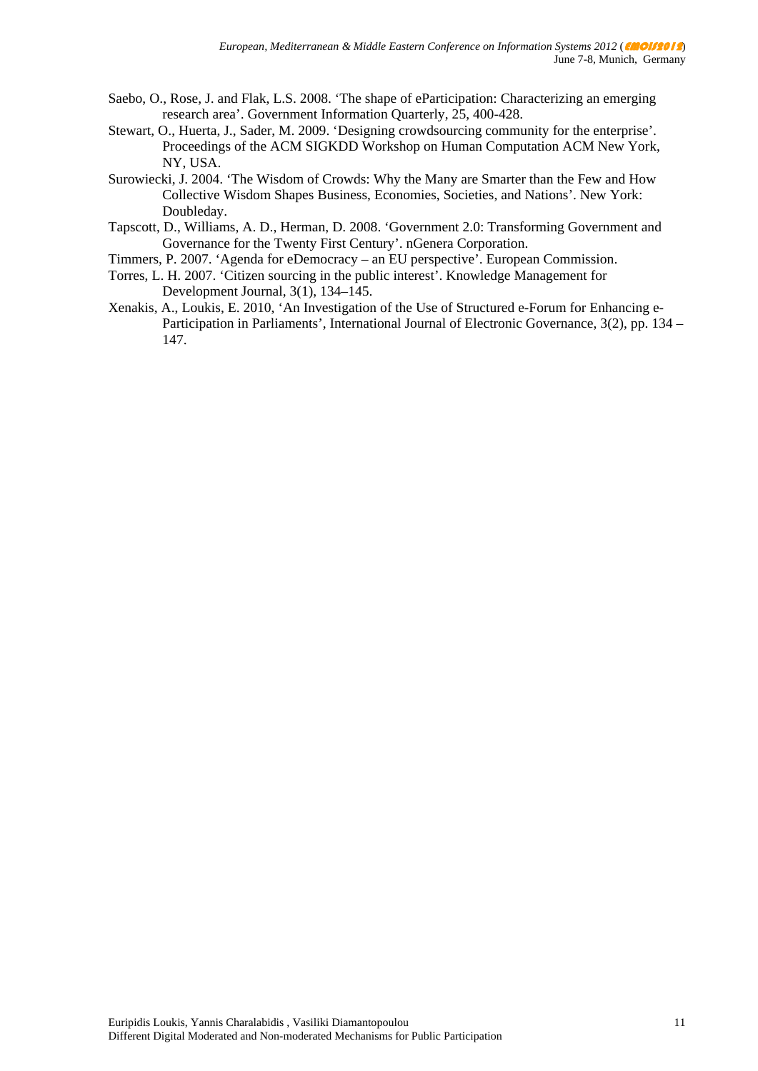Saebo, O., Rose, J. and Flak, L.S. 2008. 'The shape of eParticipation: Characterizing an emerging research area'. Government Information Quarterly, 25, 400-428.

Stewart, O., Huerta, J., Sader, M. 2009. 'Designing crowdsourcing community for the enterprise'. Proceedings of the ACM SIGKDD Workshop on Human Computation ACM New York, NY, USA.

Surowiecki, J. 2004. 'The Wisdom of Crowds: Why the Many are Smarter than the Few and How Collective Wisdom Shapes Business, Economies, Societies, and Nations'. New York: Doubleday.

Tapscott, D., Williams, A. D., Herman, D. 2008. 'Government 2.0: Transforming Government and Governance for the Twenty First Century'. nGenera Corporation.

Timmers, P. 2007. 'Agenda for eDemocracy – an EU perspective'. European Commission.

Torres, L. H. 2007. 'Citizen sourcing in the public interest'. Knowledge Management for Development Journal, 3(1), 134–145.

Xenakis, A., Loukis, E. 2010, 'An Investigation of the Use of Structured e-Forum for Enhancing e-Participation in Parliaments', International Journal of Electronic Governance, 3(2), pp. 134 – 147.